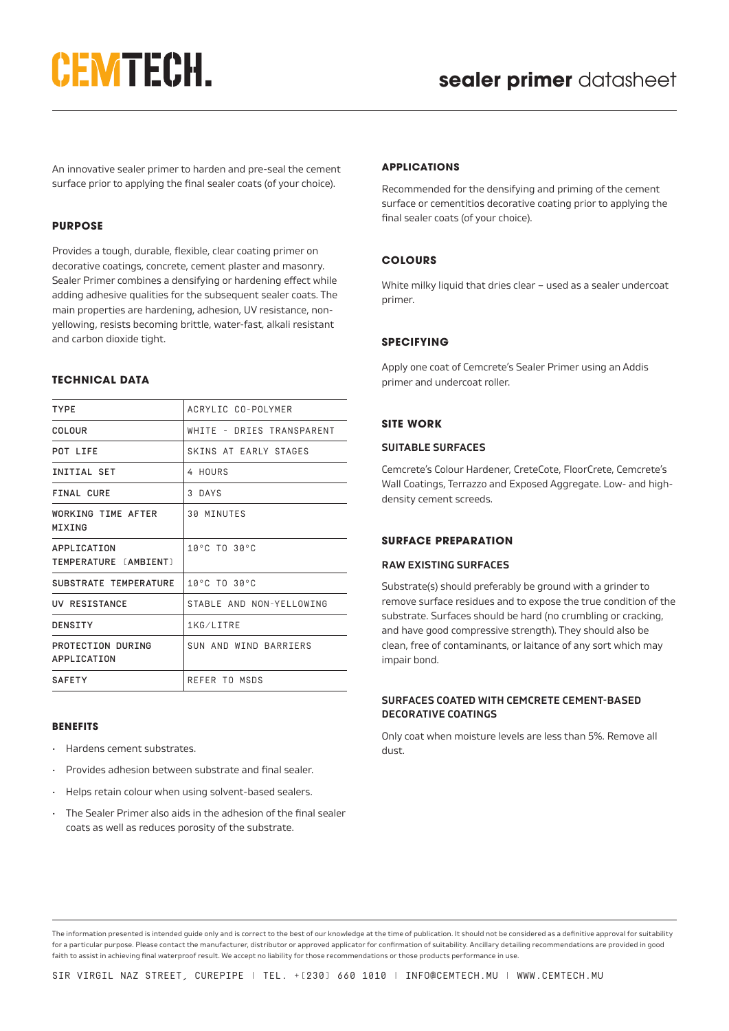# CEMTECH.

## sealer primer datasheet

An innovative sealer primer to harden and pre-seal the cement surface prior to applying the final sealer coats (of your choice).

### PURPOSE

Provides a tough, durable, flexible, clear coating primer on decorative coatings, concrete, cement plaster and masonry. Sealer Primer combines a densifying or hardening effect while adding adhesive qualities for the subsequent sealer coats. The main properties are hardening, adhesion, UV resistance, non-yellowing, resists becoming brittle, water-fast, alkali resistant and carbon dioxide tight.

### TECHNICAL DATA

| | |
|---|---|
| TYPE | ACRYLIC CO-POLYMER |
| COLOUR | WHITE – DRIES TRANSPARENT |
| POT LIFE | SKINS AT EARLY STAGES |
| INITIAL SET | 4 HOURS |
| FINAL CURE | 3 DAYS |
| WORKING TIME AFTER MIXING | 30 MINUTES |
| APPLICATION TEMPERATURE [AMBIENT] | 10°C TO 30°C |
| SUBSTRATE TEMPERATURE | 10°C TO 30°C |
| UV RESISTANCE | STABLE AND NON-YELLOWING |
| DENSITY | 1KG/LITRE |
| PROTECTION DURING APPLICATION | SUN AND WIND BARRIERS |
| SAFETY | REFER TO MSDS |

### BENEFITS

- Hardens cement substrates.
- Provides adhesion between substrate and final sealer.
- Helps retain colour when using solvent-based sealers.
- The Sealer Primer also aids in the adhesion of the final sealer coats as well as reduces porosity of the substrate.

### APPLICATIONS

Recommended for the densifying and priming of the cement surface or cementitios decorative coating prior to applying the final sealer coats (of your choice).

### COLOURS

White milky liquid that dries clear – used as a sealer undercoat primer.

### SPECIFYING

Apply one coat of Cemcrete's Sealer Primer using an Addis primer and undercoat roller.

### SITE WORK

#### SUITABLE SURFACES

Cemcrete's Colour Hardener, CreteCote, FloorCrete, Cemcrete's Wall Coatings, Terrazzo and Exposed Aggregate. Low- and high-density cement screeds.

### SURFACE PREPARATION

#### RAW EXISTING SURFACES

Substrate(s) should preferably be ground with a grinder to remove surface residues and to expose the true condition of the substrate. Surfaces should be hard (no crumbling or cracking, and have good compressive strength). They should also be clean, free of contaminants, or laitance of any sort which may impair bond.

#### SURFACES COATED WITH CEMCRETE CEMENT-BASED DECORATIVE COATINGS

Only coat when moisture levels are less than 5%. Remove all dust.

The information presented is intended guide only and is correct to the best of our knowledge at the time of publication. It should not be considered as a definitive approval for suitability for a particular purpose. Please contact the manufacturer, distributor or approved applicator for confirmation of suitability. Ancillary detailing recommendations are provided in good faith to assist in achieving final waterproof result. We accept no liability for those recommendations or those products performance in use.

SIR VIRGIL NAZ STREET, CUREPIPE | TEL. +[230] 660 1010 | INFO@CEMTECH.MU | WWW.CEMTECH.MU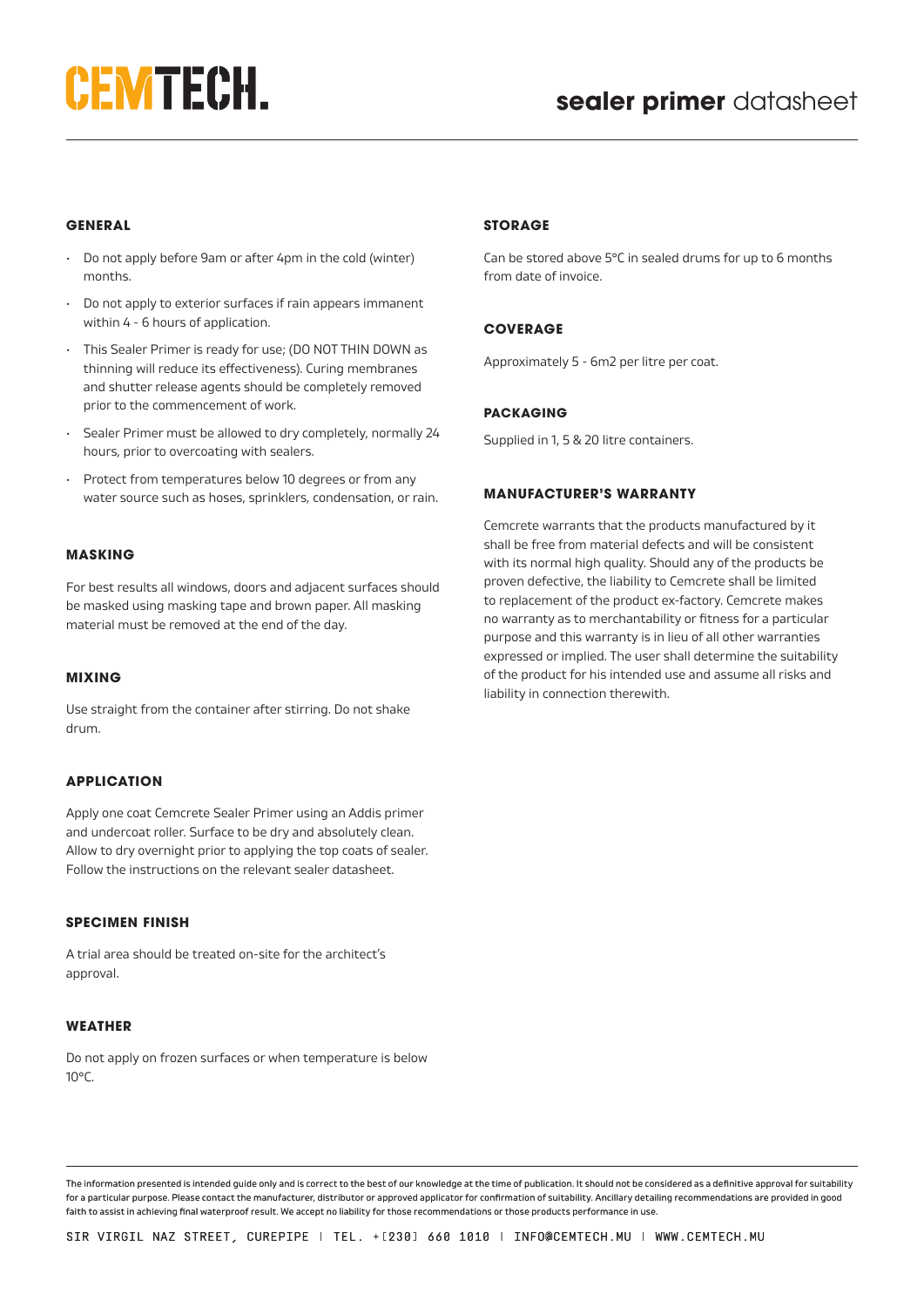# CEMTECH.

## sealer primer datasheet

### GENERAL

- Do not apply before 9am or after 4pm in the cold (winter) months.
- Do not apply to exterior surfaces if rain appears immanent within 4 - 6 hours of application.
- This Sealer Primer is ready for use; (DO NOT THIN DOWN as thinning will reduce its effectiveness). Curing membranes and shutter release agents should be completely removed prior to the commencement of work.
- Sealer Primer must be allowed to dry completely, normally 24 hours, prior to overcoating with sealers.
- Protect from temperatures below 10 degrees or from any water source such as hoses, sprinklers, condensation, or rain.

### MASKING

For best results all windows, doors and adjacent surfaces should be masked using masking tape and brown paper. All masking material must be removed at the end of the day.

### MIXING

Use straight from the container after stirring. Do not shake drum.

### APPLICATION

Apply one coat Cemcrete Sealer Primer using an Addis primer and undercoat roller. Surface to be dry and absolutely clean. Allow to dry overnight prior to applying the top coats of sealer. Follow the instructions on the relevant sealer datasheet.

### SPECIMEN FINISH

A trial area should be treated on-site for the architect's approval.

### WEATHER

Do not apply on frozen surfaces or when temperature is below 10°C.

### STORAGE

Can be stored above 5°C in sealed drums for up to 6 months from date of invoice.

### COVERAGE

Approximately 5 - 6m2 per litre per coat.

### PACKAGING

Supplied in 1, 5 & 20 litre containers.

### MANUFACTURER'S WARRANTY

Cemcrete warrants that the products manufactured by it shall be free from material defects and will be consistent with its normal high quality. Should any of the products be proven defective, the liability to Cemcrete shall be limited to replacement of the product ex-factory. Cemcrete makes no warranty as to merchantability or fitness for a particular purpose and this warranty is in lieu of all other warranties expressed or implied. The user shall determine the suitability of the product for his intended use and assume all risks and liability in connection therewith.

---

The information presented is intended guide only and is correct to the best of our knowledge at the time of publication. It should not be considered as a definitive approval for suitability for a particular purpose. Please contact the manufacturer, distributor or approved applicator for confirmation of suitability. Ancillary detailing recommendations are provided in good faith to assist in achieving final waterproof result. We accept no liability for those recommendations or those products performance in use.

SIR VIRGIL NAZ STREET, CUREPIPE | TEL. +[230] 660 1010 | INFO@CEMTECH.MU | WWW.CEMTECH.MU